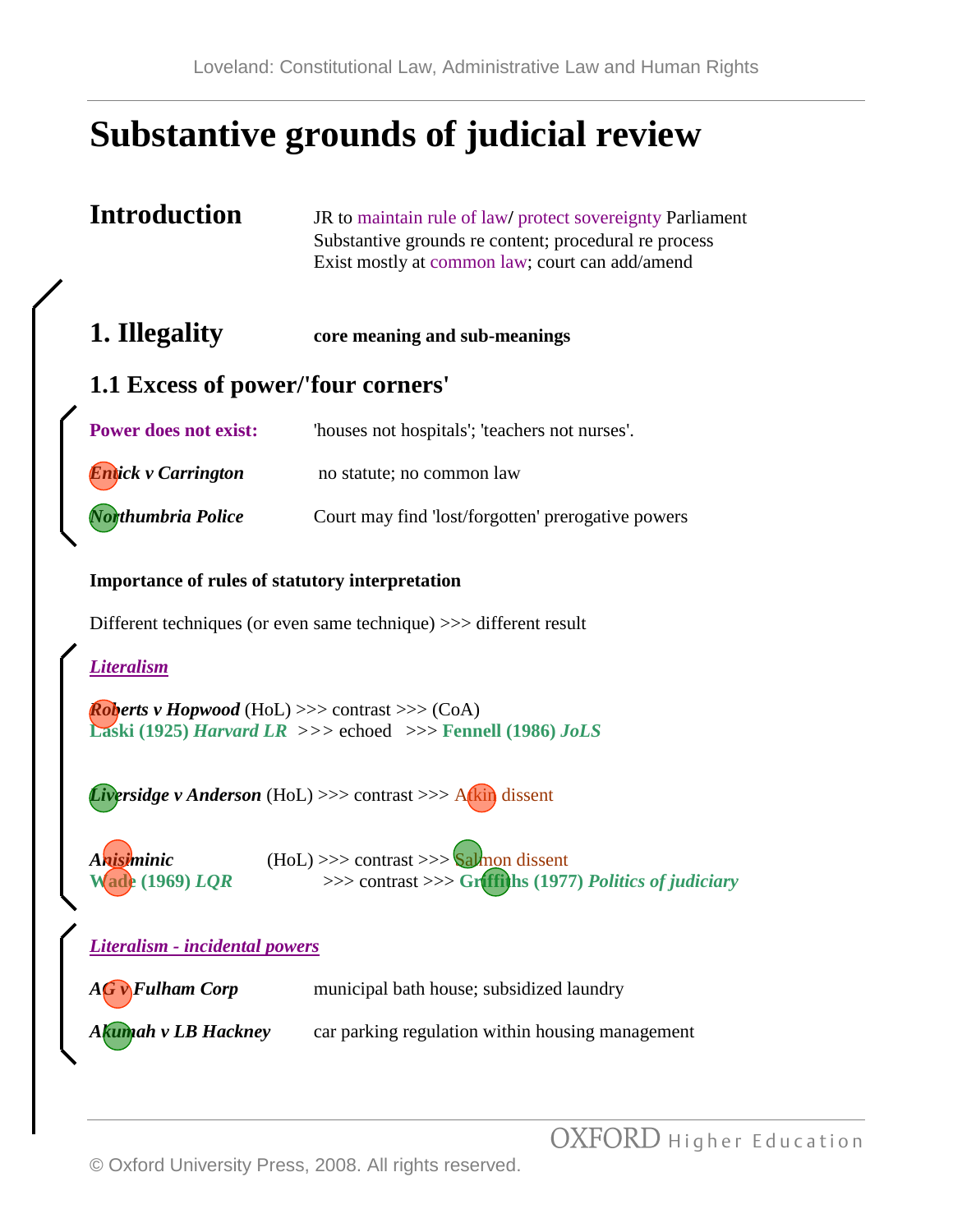# Substantive grounds of judicial review

## Introduction

JR to maintain rule of law/ protect sovereignty Parliament
Substantive grounds re content; procedural re process
Exist mostly at common law; court can add/amend

## 1. Illegality

**core meaning and sub-meanings**

### 1.1 Excess of power/'four corners'

**Power does not exist:** 'houses not hospitals'; 'teachers not nurses'.

***Entick v Carrington*** no statute; no common law

***Northumbria Police*** Court may find 'lost/forgotten' prerogative powers

**Importance of rules of statutory interpretation**

Different techniques (or even same technique) >>> different result

***Literalism***

***Roberts v Hopwood*** (HoL) >>> contrast >>> (CoA)
**Laski (1925) *Harvard LR*** >>> echoed >>> **Fennell (1986) *JoLS***

***Liversidge v Anderson*** (HoL) >>> contrast >>> Atkin dissent

***Anisiminic*** (HoL) >>> contrast >>> Salmon dissent
**Wade (1969) *LQR*** >>> contrast >>> **Griffiths (1977) *Politics of judiciary***

***Literalism - incidental powers***

***AG v Fulham Corp*** municipal bath house; subsidized laundry

***Akumah v LB Hackney*** car parking regulation within housing management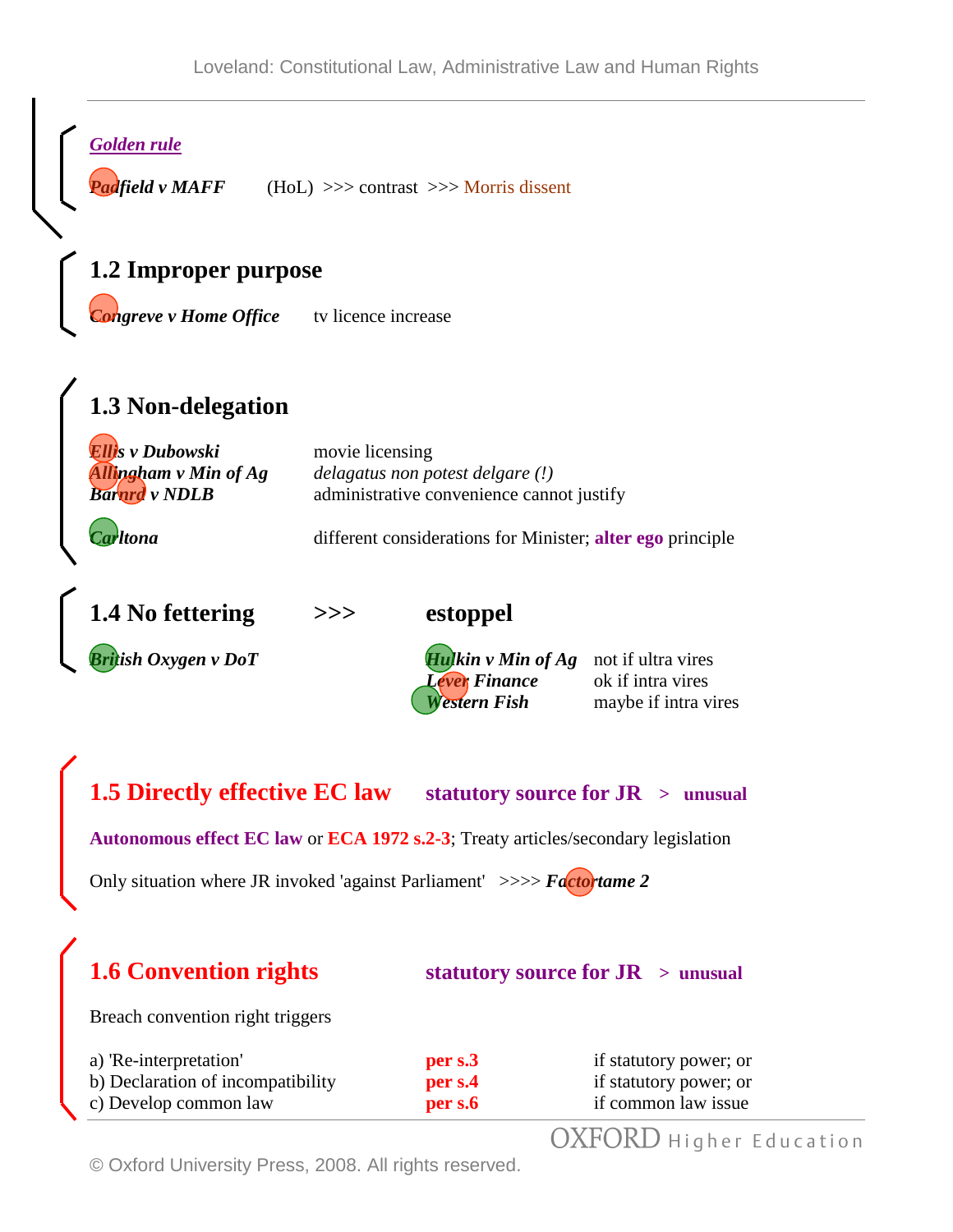***Golden rule***

***Padfield v MAFF*** (HoL) >>> contrast >>> Morris dissent

## 1.2 Improper purpose

***Congreve v Home Office*** tv licence increase

## 1.3 Non-delegation

***Ellis v Dubowski*** movie licensing
***Allingham v Min of Ag*** *delagatus non potest delgare (!)*
***Barnrd v NDLB*** administrative convenience cannot justify

***Carltona*** different considerations for Minister; **alter ego** principle

## 1.4 No fettering >>> estoppel

***British Oxygen v DoT***

***Hulkin v Min of Ag*** not if ultra vires
***Lever Finance*** ok if intra vires
***Western Fish*** maybe if intra vires

## 1.5 Directly effective EC law

**statutory source for JR > unusual**

**Autonomous effect EC law** or **ECA 1972 s.2-3**; Treaty articles/secondary legislation

Only situation where JR invoked 'against Parliament' >>>> ***Factortame 2***

## 1.6 Convention rights

**statutory source for JR > unusual**

Breach convention right triggers

a) 'Re-interpretation' **per s.3** if statutory power; or
b) Declaration of incompatibility **per s.4** if statutory power; or
c) Develop common law **per s.6** if common law issue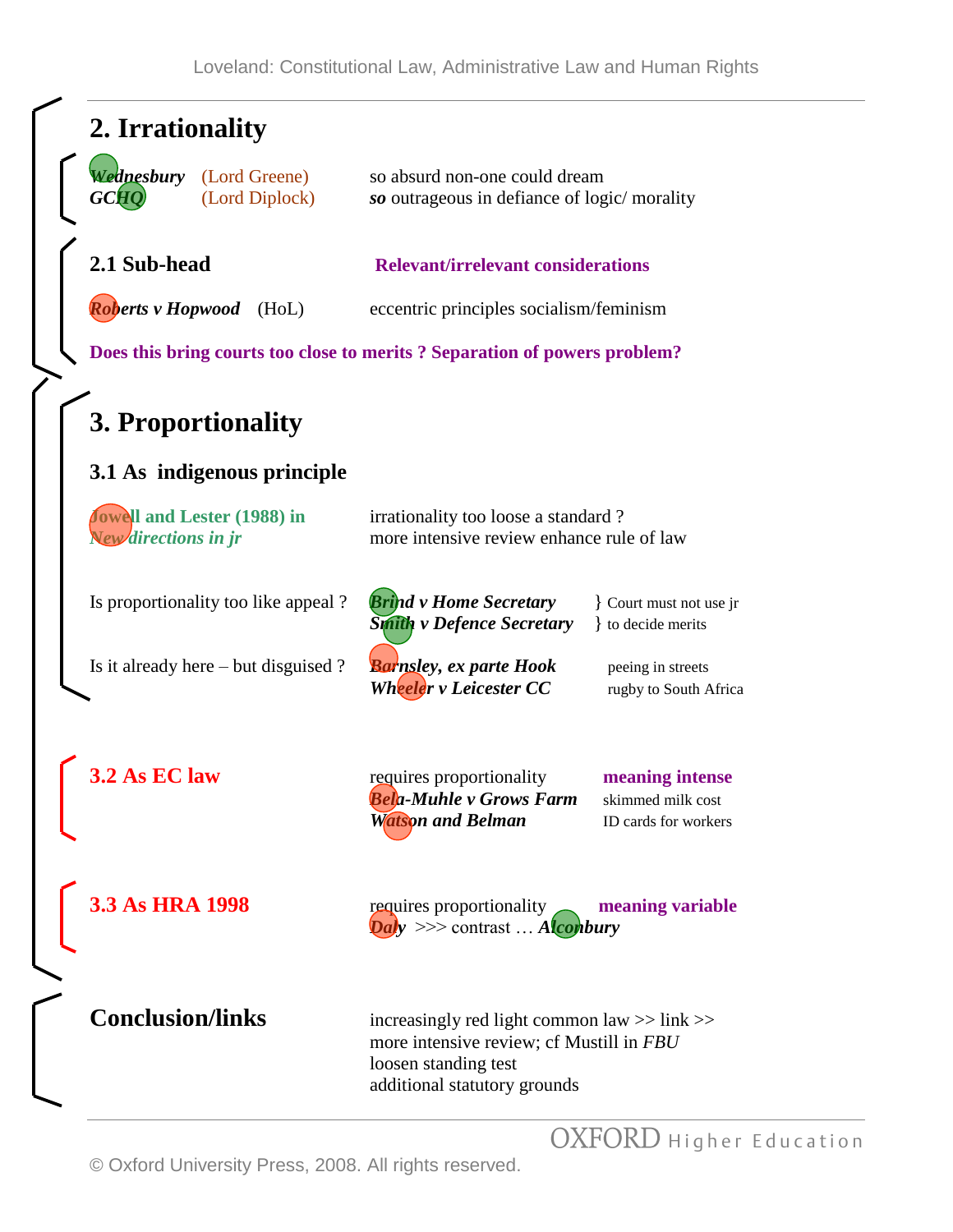## 2. Irrationality

| | | |
|---|---|---|
| ***Wednesbury*** | (Lord Greene) | so absurd non-one could dream |
| ***GCHQ*** | (Lord Diplock) | ***so*** outrageous in defiance of logic/ morality |

### 2.1 Sub-head

**Relevant/irrelevant considerations**

***Roberts v Hopwood*** (HoL) — eccentric principles socialism/feminism

**Does this bring courts too close to merits ? Separation of powers problem?**

## 3. Proportionality

### 3.1 As indigenous principle

**Jowell and Lester (1988) in *New directions in jr*** — irrationality too loose a standard ? more intensive review enhance rule of law

Is proportionality too like appeal ?
- ***Brind v Home Secretary*** } Court must not use jr
- ***Smith v Defence Secretary*** } to decide merits

Is it already here – but disguised ?
- ***Barnsley, ex parte Hook*** — peeing in streets
- ***Wheeler v Leicester CC*** — rugby to South Africa

### 3.2 As EC law

requires proportionality — **meaning intense**
- ***Bela-Muhle v Grows Farm*** — skimmed milk cost
- ***Watson and Belman*** — ID cards for workers

### 3.3 As HRA 1998

requires proportionality — **meaning variable**

***Daly*** >>> contrast … ***Alconbury***

## Conclusion/links

increasingly red light common law >> link >>
more intensive review; cf Mustill in *FBU*
loosen standing test
additional statutory grounds